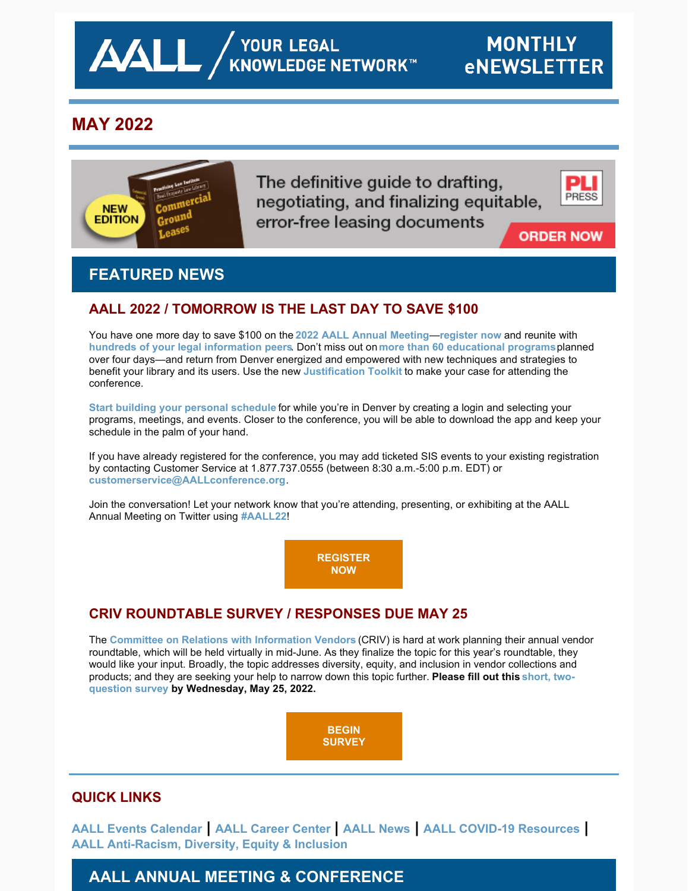# AALL / YOUR LEGAL KNOWLEDGE NETWORK™ — MONTHLY eNEWSLETTER

## MAY 2022

The definitive guide to drafting, negotiating, and finalizing equitable, error-free leasing documents

NEW EDITION — Commercial Ground Leases — PLI PRESS — ORDER NOW

## FEATURED NEWS

### AALL 2022 / TOMORROW IS THE LAST DAY TO SAVE $100

You have one more day to save $100 on the **2022 AALL Annual Meeting**—**register now** and reunite with **hundreds of your legal information peers**. Don't miss out on **more than 60 educational programs** planned over four days—and return from Denver energized and empowered with new techniques and strategies to benefit your library and its users. Use the new **Justification Toolkit** to make your case for attending the conference.

**Start building your personal schedule** for while you're in Denver by creating a login and selecting your programs, meetings, and events. Closer to the conference, you will be able to download the app and keep your schedule in the palm of your hand.

If you have already registered for the conference, you may add ticketed SIS events to your existing registration by contacting Customer Service at 1.877.737.0555 (between 8:30 a.m.-5:00 p.m. EDT) or **customerservice@AALLconference.org**.

Join the conversation! Let your network know that you're attending, presenting, or exhibiting at the AALL Annual Meeting on Twitter using **#AALL22**!

**REGISTER NOW**

### CRIV ROUNDTABLE SURVEY / RESPONSES DUE MAY 25

The **Committee on Relations with Information Vendors** (CRIV) is hard at work planning their annual vendor roundtable, which will be held virtually in mid-June. As they finalize the topic for this year's roundtable, they would like your input. Broadly, the topic addresses diversity, equity, and inclusion in vendor collections and products; and they are seeking your help to narrow down this topic further. **Please fill out this short, two-question survey by Wednesday, May 25, 2022.**

**BEGIN SURVEY**

## QUICK LINKS

AALL Events Calendar | AALL Career Center | AALL News | AALL COVID-19 Resources | AALL Anti-Racism, Diversity, Equity & Inclusion

## AALL ANNUAL MEETING & CONFERENCE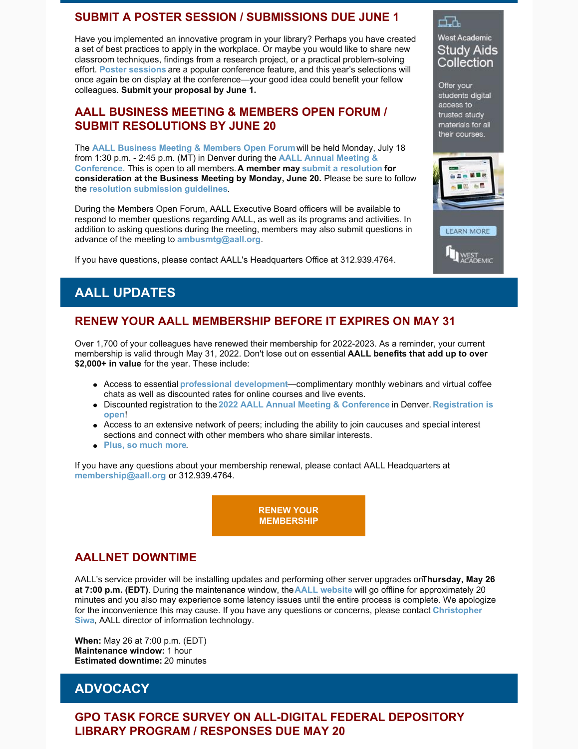## SUBMIT A POSTER SESSION / SUBMISSIONS DUE JUNE 1

Have you implemented an innovative program in your library? Perhaps you have created a set of best practices to apply in the workplace. Or maybe you would like to share new classroom techniques, findings from a research project, or a practical problem-solving effort. **Poster sessions** are a popular conference feature, and this year's selections will once again be on display at the conference—your good idea could benefit your fellow colleagues. **Submit your proposal by June 1.**

## AALL BUSINESS MEETING & MEMBERS OPEN FORUM / SUBMIT RESOLUTIONS BY JUNE 20

The **AALL Business Meeting & Members Open Forum** will be held Monday, July 18 from 1:30 p.m. - 2:45 p.m. (MT) in Denver during the **AALL Annual Meeting & Conference**. This is open to all members. **A member may submit a resolution for consideration at the Business Meeting by Monday, June 20.** Please be sure to follow the **resolution submission guidelines**.

During the Members Open Forum, AALL Executive Board officers will be available to respond to member questions regarding AALL, as well as its programs and activities. In addition to asking questions during the meeting, members may also submit questions in advance of the meeting to **ambusmtg@aall.org**.

If you have questions, please contact AALL's Headquarters Office at 312.939.4764.

West Academic
Study Aids Collection

Offer your students digital access to trusted study materials for all their courses.

LEARN MORE

WEST ACADEMIC

# AALL UPDATES

## RENEW YOUR AALL MEMBERSHIP BEFORE IT EXPIRES ON MAY 31

Over 1,700 of your colleagues have renewed their membership for 2022-2023. As a reminder, your current membership is valid through May 31, 2022. Don't lose out on essential **AALL benefits that add up to over $2,000+ in value** for the year. These include:

- Access to essential **professional development**—complimentary monthly webinars and virtual coffee chats as well as discounted rates for online courses and live events.
- Discounted registration to the **2022 AALL Annual Meeting & Conference** in Denver. **Registration is open**!
- Access to an extensive network of peers; including the ability to join caucuses and special interest sections and connect with other members who share similar interests.
- **Plus, so much more**.

If you have any questions about your membership renewal, please contact AALL Headquarters at **membership@aall.org** or 312.939.4764.

**RENEW YOUR MEMBERSHIP**

## AALLNET DOWNTIME

AALL's service provider will be installing updates and performing other server upgrades on **Thursday, May 26 at 7:00 p.m. (EDT)**. During the maintenance window, the **AALL website** will go offline for approximately 20 minutes and you also may experience some latency issues until the entire process is complete. We apologize for the inconvenience this may cause. If you have any questions or concerns, please contact **Christopher Siwa**, AALL director of information technology.

**When:** May 26 at 7:00 p.m. (EDT)
**Maintenance window:** 1 hour
**Estimated downtime:** 20 minutes

# ADVOCACY

## GPO TASK FORCE SURVEY ON ALL-DIGITAL FEDERAL DEPOSITORY LIBRARY PROGRAM / RESPONSES DUE MAY 20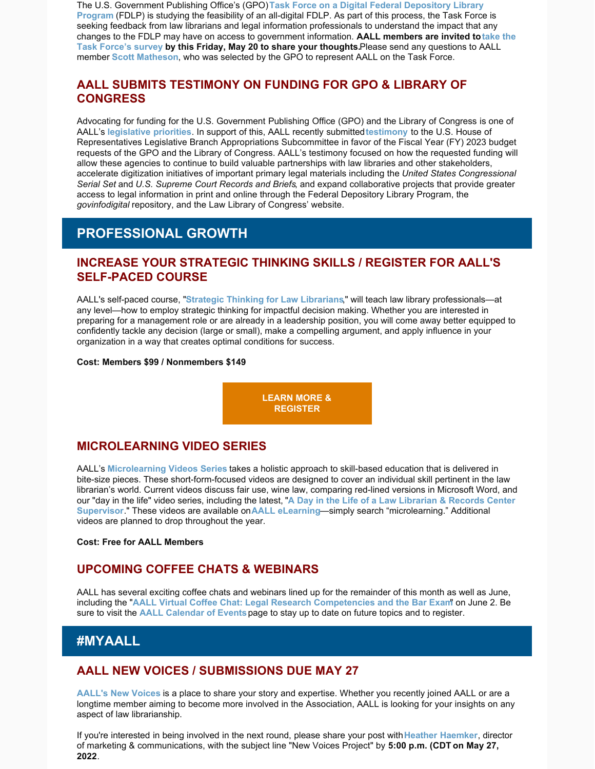The U.S. Government Publishing Office's (GPO) **Task Force on a Digital Federal Depository Library Program** (FDLP) is studying the feasibility of an all-digital FDLP. As part of this process, the Task Force is seeking feedback from law librarians and legal information professionals to understand the impact that any changes to the FDLP may have on access to government information. **AALL members are invited to take the Task Force's survey by this Friday, May 20 to share your thoughts.** Please send any questions to AALL member **Scott Matheson**, who was selected by the GPO to represent AALL on the Task Force.

### AALL SUBMITS TESTIMONY ON FUNDING FOR GPO & LIBRARY OF CONGRESS

Advocating for funding for the U.S. Government Publishing Office (GPO) and the Library of Congress is one of AALL's **legislative priorities**. In support of this, AALL recently submitted **testimony** to the U.S. House of Representatives Legislative Branch Appropriations Subcommittee in favor of the Fiscal Year (FY) 2023 budget requests of the GPO and the Library of Congress. AALL's testimony focused on how the requested funding will allow these agencies to continue to build valuable partnerships with law libraries and other stakeholders, accelerate digitization initiatives of important primary legal materials including the *United States Congressional Serial Set* and *U.S. Supreme Court Records and Briefs*, and expand collaborative projects that provide greater access to legal information in print and online through the Federal Depository Library Program, the *govinfodigital* repository, and the Law Library of Congress' website.

## PROFESSIONAL GROWTH

### INCREASE YOUR STRATEGIC THINKING SKILLS / REGISTER FOR AALL'S SELF-PACED COURSE

AALL's self-paced course, "**Strategic Thinking for Law Librarians**," will teach law library professionals—at any level—how to employ strategic thinking for impactful decision making. Whether you are interested in preparing for a management role or are already in a leadership position, you will come away better equipped to confidently tackle any decision (large or small), make a compelling argument, and apply influence in your organization in a way that creates optimal conditions for success.

**Cost: Members $99 / Nonmembers $149**

**LEARN MORE & REGISTER**

### MICROLEARNING VIDEO SERIES

AALL's **Microlearning Videos Series** takes a holistic approach to skill-based education that is delivered in bite-size pieces. These short-form-focused videos are designed to cover an individual skill pertinent in the law librarian's world. Current videos discuss fair use, wine law, comparing red-lined versions in Microsoft Word, and our "day in the life" video series, including the latest, "**A Day in the Life of a Law Librarian & Records Center Supervisor**." These videos are available on **AALL eLearning**—simply search "microlearning." Additional videos are planned to drop throughout the year.

**Cost: Free for AALL Members**

### UPCOMING COFFEE CHATS & WEBINARS

AALL has several exciting coffee chats and webinars lined up for the remainder of this month as well as June, including the "**AALL Virtual Coffee Chat: Legal Research Competencies and the Bar Exam**" on June 2. Be sure to visit the **AALL Calendar of Events** page to stay up to date on future topics and to register.

## #MYAALL

### AALL NEW VOICES / SUBMISSIONS DUE MAY 27

**AALL's New Voices** is a place to share your story and expertise. Whether you recently joined AALL or are a longtime member aiming to become more involved in the Association, AALL is looking for your insights on any aspect of law librarianship.

If you're interested in being involved in the next round, please share your post with **Heather Haemker**, director of marketing & communications, with the subject line "New Voices Project" by **5:00 p.m. (CDT on May 27, 2022**.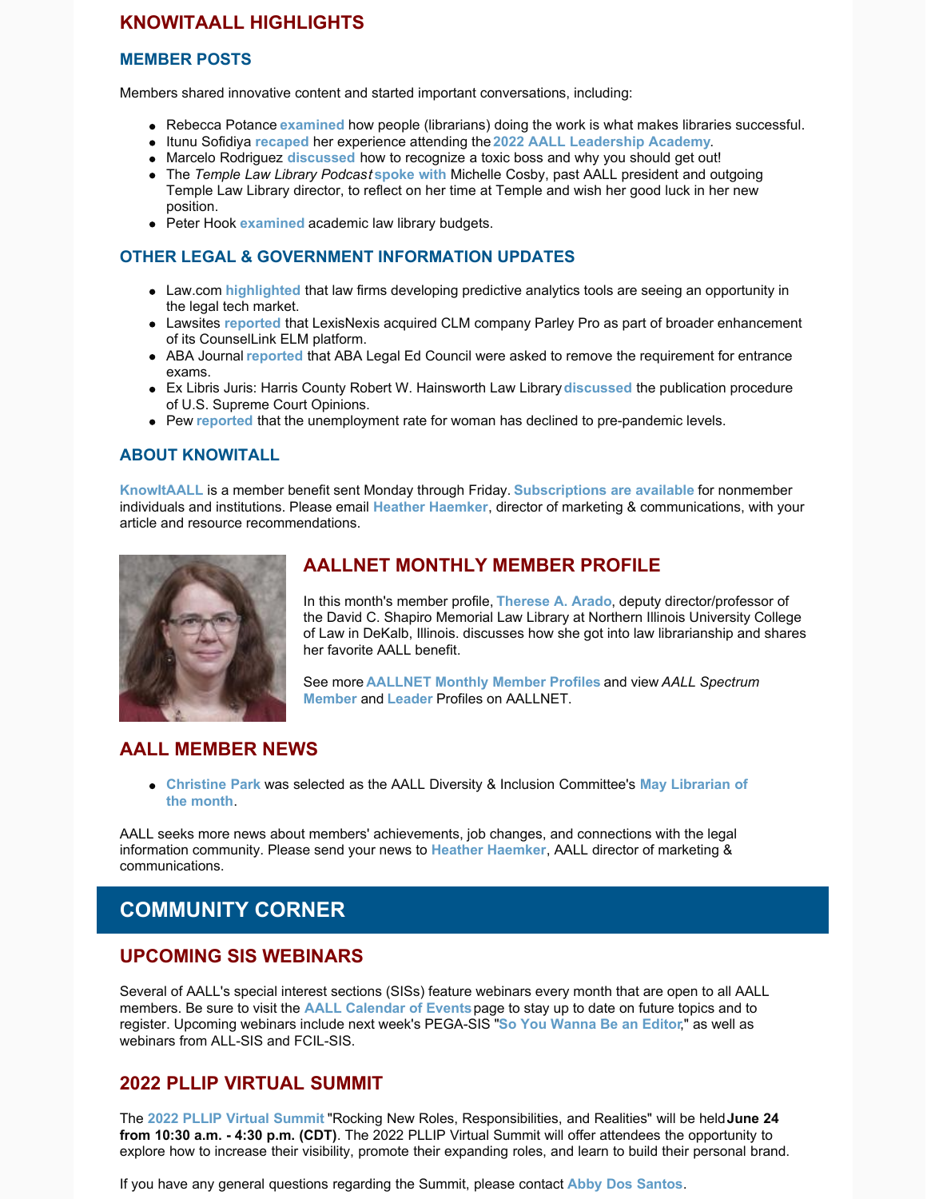# KNOWITAALL HIGHLIGHTS

## MEMBER POSTS

Members shared innovative content and started important conversations, including:

- Rebecca Potance **examined** how people (librarians) doing the work is what makes libraries successful.
- Itunu Sofidiya **recaped** her experience attending the **2022 AALL Leadership Academy**.
- Marcelo Rodriguez **discussed** how to recognize a toxic boss and why you should get out!
- The *Temple Law Library Podcast* **spoke with** Michelle Cosby, past AALL president and outgoing Temple Law Library director, to reflect on her time at Temple and wish her good luck in her new position.
- Peter Hook **examined** academic law library budgets.

## OTHER LEGAL & GOVERNMENT INFORMATION UPDATES

- Law.com **highlighted** that law firms developing predictive analytics tools are seeing an opportunity in the legal tech market.
- Lawsites **reported** that LexisNexis acquired CLM company Parley Pro as part of broader enhancement of its CounselLink ELM platform.
- ABA Journal **reported** that ABA Legal Ed Council were asked to remove the requirement for entrance exams.
- Ex Libris Juris: Harris County Robert W. Hainsworth Law Library **discussed** the publication procedure of U.S. Supreme Court Opinions.
- Pew **reported** that the unemployment rate for woman has declined to pre-pandemic levels.

## ABOUT KNOWITALL

**KnowItAALL** is a member benefit sent Monday through Friday. **Subscriptions are available** for nonmember individuals and institutions. Please email **Heather Haemker**, director of marketing & communications, with your article and resource recommendations.

# AALLNET MONTHLY MEMBER PROFILE

In this month's member profile, **Therese A. Arado**, deputy director/professor of the David C. Shapiro Memorial Law Library at Northern Illinois University College of Law in DeKalb, Illinois. discusses how she got into law librarianship and shares her favorite AALL benefit.

See more **AALLNET Monthly Member Profiles** and view *AALL Spectrum* **Member** and **Leader** Profiles on AALLNET.

# AALL MEMBER NEWS

- **Christine Park** was selected as the AALL Diversity & Inclusion Committee's **May Librarian of the month**.

AALL seeks more news about members' achievements, job changes, and connections with the legal information community. Please send your news to **Heather Haemker**, AALL director of marketing & communications.

# COMMUNITY CORNER

## UPCOMING SIS WEBINARS

Several of AALL's special interest sections (SISs) feature webinars every month that are open to all AALL members. Be sure to visit the **AALL Calendar of Events** page to stay up to date on future topics and to register. Upcoming webinars include next week's PEGA-SIS "**So You Wanna Be an Editor**," as well as webinars from ALL-SIS and FCIL-SIS.

## 2022 PLLIP VIRTUAL SUMMIT

The **2022 PLLIP Virtual Summit** "Rocking New Roles, Responsibilities, and Realities" will be held **June 24 from 10:30 a.m. - 4:30 p.m. (CDT)**. The 2022 PLLIP Virtual Summit will offer attendees the opportunity to explore how to increase their visibility, promote their expanding roles, and learn to build their personal brand.

If you have any general questions regarding the Summit, please contact **Abby Dos Santos**.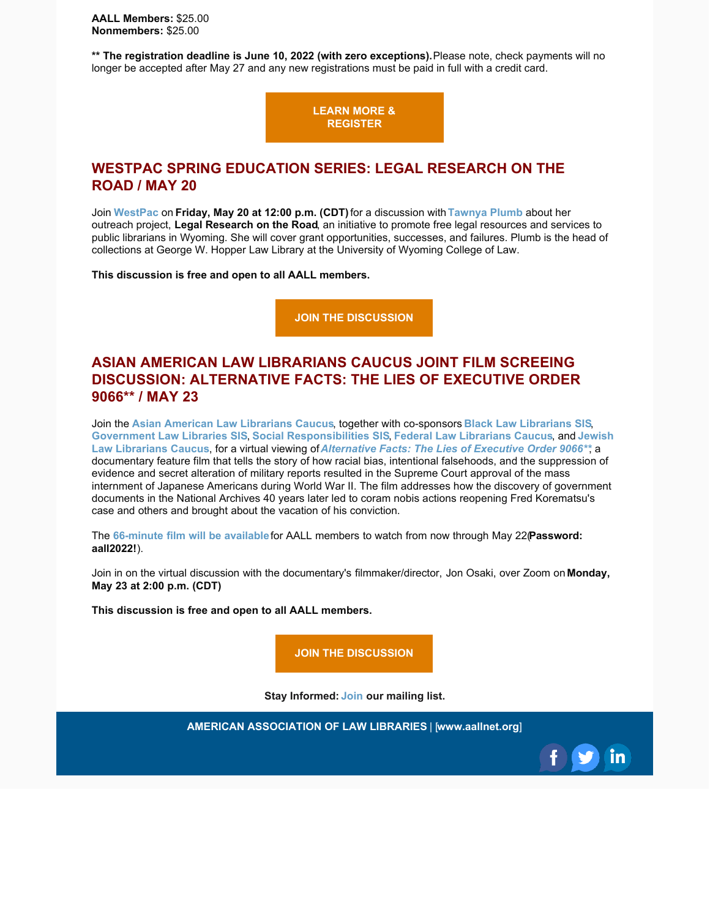**AALL Members:** $25.00
**Nonmembers:** $25.00

**** The registration deadline is June 10, 2022 (with zero exceptions).** Please note, check payments will no longer be accepted after May 27 and any new registrations must be paid in full with a credit card.

**LEARN MORE & REGISTER**

## WESTPAC SPRING EDUCATION SERIES: LEGAL RESEARCH ON THE ROAD / MAY 20

Join **WestPac** on **Friday, May 20 at 12:00 p.m. (CDT)** for a discussion with **Tawnya Plumb** about her outreach project, **Legal Research on the Road**, an initiative to promote free legal resources and services to public librarians in Wyoming. She will cover grant opportunities, successes, and failures. Plumb is the head of collections at George W. Hopper Law Library at the University of Wyoming College of Law.

**This discussion is free and open to all AALL members.**

**JOIN THE DISCUSSION**

## ASIAN AMERICAN LAW LIBRARIANS CAUCUS JOINT FILM SCREEING DISCUSSION: ALTERNATIVE FACTS: THE LIES OF EXECUTIVE ORDER 9066** / MAY 23

Join the **Asian American Law Librarians Caucus**, together with co-sponsors **Black Law Librarians SIS**, **Government Law Libraries SIS**, **Social Responsibilities SIS**, **Federal Law Librarians Caucus**, and **Jewish Law Librarians Caucus**, for a virtual viewing of ***Alternative Facts: The Lies of Executive Order 9066****, a documentary feature film that tells the story of how racial bias, intentional falsehoods, and the suppression of evidence and secret alteration of military reports resulted in the Supreme Court approval of the mass internment of Japanese Americans during World War II. The film addresses how the discovery of government documents in the National Archives 40 years later led to coram nobis actions reopening Fred Korematsu's case and others and brought about the vacation of his conviction.

The **66-minute film will be available** for AALL members to watch from now through May 22 (**Password: aall2022!**).

Join in on the virtual discussion with the documentary's filmmaker/director, Jon Osaki, over Zoom on **Monday, May 23 at 2:00 p.m. (CDT)**

**This discussion is free and open to all AALL members.**

**JOIN THE DISCUSSION**

**Stay Informed: Join our mailing list.**

**AMERICAN ASSOCIATION OF LAW LIBRARIES | [www.aallnet.org]**